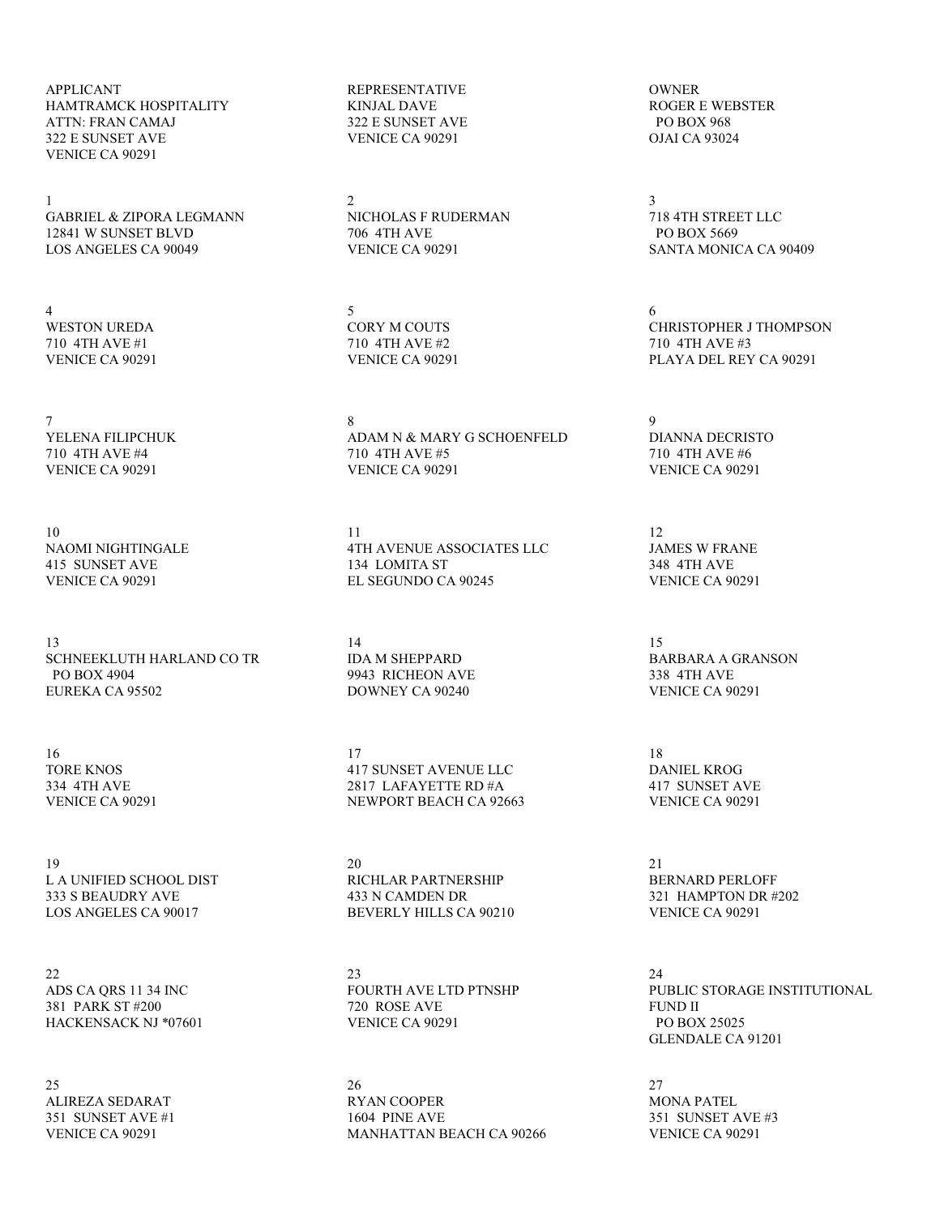APPLICANT
HAMTRAMCK HOSPITALITY
ATTN: FRAN CAMAJ
322 E SUNSET AVE
VENICE CA 90291

REPRESENTATIVE
KINJAL DAVE
322 E SUNSET AVE
VENICE CA 90291

OWNER
ROGER E WEBSTER
PO BOX 968
OJAI CA 93024

1
GABRIEL & ZIPORA LEGMANN
12841 W SUNSET BLVD
LOS ANGELES CA 90049

2
NICHOLAS F RUDERMAN
706 4TH AVE
VENICE CA 90291

3
718 4TH STREET LLC
PO BOX 5669
SANTA MONICA CA 90409

4
WESTON UREDA
710 4TH AVE #1
VENICE CA 90291

5
CORY M COUTS
710 4TH AVE #2
VENICE CA 90291

6
CHRISTOPHER J THOMPSON
710 4TH AVE #3
PLAYA DEL REY CA 90291

7
YELENA FILIPCHUK
710 4TH AVE #4
VENICE CA 90291

8
ADAM N & MARY G SCHOENFELD
710 4TH AVE #5
VENICE CA 90291

9
DIANNA DECRISTO
710 4TH AVE #6
VENICE CA 90291

10
NAOMI NIGHTINGALE
415 SUNSET AVE
VENICE CA 90291

11
4TH AVENUE ASSOCIATES LLC
134 LOMITA ST
EL SEGUNDO CA 90245

12
JAMES W FRANE
348 4TH AVE
VENICE CA 90291

13
SCHNEEKLUTH HARLAND CO TR
PO BOX 4904
EUREKA CA 95502

14
IDA M SHEPPARD
9943 RICHEON AVE
DOWNEY CA 90240

15
BARBARA A GRANSON
338 4TH AVE
VENICE CA 90291

16
TORE KNOS
334 4TH AVE
VENICE CA 90291

17
417 SUNSET AVENUE LLC
2817 LAFAYETTE RD #A
NEWPORT BEACH CA 92663

18
DANIEL KROG
417 SUNSET AVE
VENICE CA 90291

19
L A UNIFIED SCHOOL DIST
333 S BEAUDRY AVE
LOS ANGELES CA 90017

20
RICHLAR PARTNERSHIP
433 N CAMDEN DR
BEVERLY HILLS CA 90210

21
BERNARD PERLOFF
321 HAMPTON DR #202
VENICE CA 90291

22
ADS CA QRS 11 34 INC
381 PARK ST #200
HACKENSACK NJ *07601

23
FOURTH AVE LTD PTNSHP
720 ROSE AVE
VENICE CA 90291

24
PUBLIC STORAGE INSTITUTIONAL
FUND II
PO BOX 25025
GLENDALE CA 91201

25
ALIREZA SEDARAT
351 SUNSET AVE #1
VENICE CA 90291

26
RYAN COOPER
1604 PINE AVE
MANHATTAN BEACH CA 90266

27
MONA PATEL
351 SUNSET AVE #3
VENICE CA 90291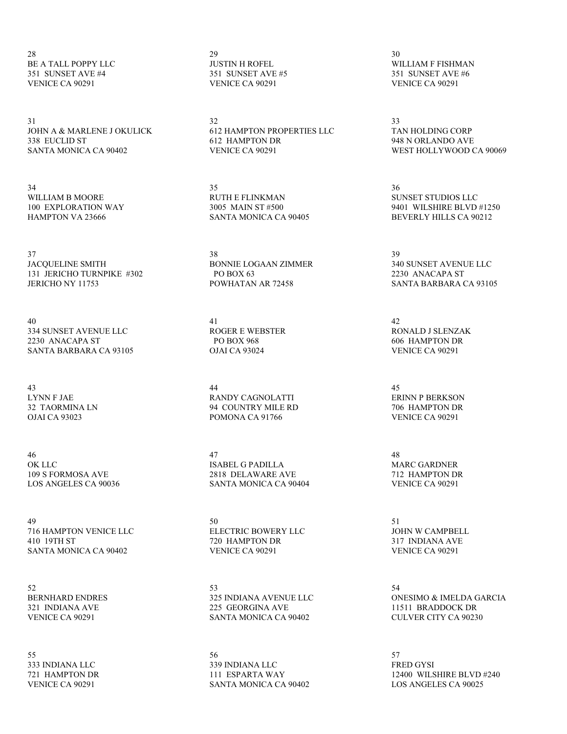28
BE A TALL POPPY LLC
351 SUNSET AVE #4
VENICE CA 90291

29
JUSTIN H ROFEL
351 SUNSET AVE #5
VENICE CA 90291

30
WILLIAM F FISHMAN
351 SUNSET AVE #6
VENICE CA 90291

31
JOHN A & MARLENE J OKULICK
338 EUCLID ST
SANTA MONICA CA 90402

32
612 HAMPTON PROPERTIES LLC
612 HAMPTON DR
VENICE CA 90291

33
TAN HOLDING CORP
948 N ORLANDO AVE
WEST HOLLYWOOD CA 90069

34
WILLIAM B MOORE
100 EXPLORATION WAY
HAMPTON VA 23666

35
RUTH E FLINKMAN
3005 MAIN ST #500
SANTA MONICA CA 90405

36
SUNSET STUDIOS LLC
9401 WILSHIRE BLVD #1250
BEVERLY HILLS CA 90212

37
JACQUELINE SMITH
131 JERICHO TURNPIKE #302
JERICHO NY 11753

38
BONNIE LOGAAN ZIMMER
PO BOX 63
POWHATAN AR 72458

39
340 SUNSET AVENUE LLC
2230 ANACAPA ST
SANTA BARBARA CA 93105

40
334 SUNSET AVENUE LLC
2230 ANACAPA ST
SANTA BARBARA CA 93105

41
ROGER E WEBSTER
PO BOX 968
OJAI CA 93024

42
RONALD J SLENZAK
606 HAMPTON DR
VENICE CA 90291

43
LYNN F JAE
32 TAORMINA LN
OJAI CA 93023

44
RANDY CAGNOLATTI
94 COUNTRY MILE RD
POMONA CA 91766

45
ERINN P BERKSON
706 HAMPTON DR
VENICE CA 90291

46
OK LLC
109 S FORMOSA AVE
LOS ANGELES CA 90036

47
ISABEL G PADILLA
2818 DELAWARE AVE
SANTA MONICA CA 90404

48
MARC GARDNER
712 HAMPTON DR
VENICE CA 90291

49
716 HAMPTON VENICE LLC
410 19TH ST
SANTA MONICA CA 90402

50
ELECTRIC BOWERY LLC
720 HAMPTON DR
VENICE CA 90291

51
JOHN W CAMPBELL
317 INDIANA AVE
VENICE CA 90291

52
BERNHARD ENDRES
321 INDIANA AVE
VENICE CA 90291

53
325 INDIANA AVENUE LLC
225 GEORGINA AVE
SANTA MONICA CA 90402

54
ONESIMO & IMELDA GARCIA
11511 BRADDOCK DR
CULVER CITY CA 90230

55
333 INDIANA LLC
721 HAMPTON DR
VENICE CA 90291

56
339 INDIANA LLC
111 ESPARTA WAY
SANTA MONICA CA 90402

57
FRED GYSI
12400 WILSHIRE BLVD #240
LOS ANGELES CA 90025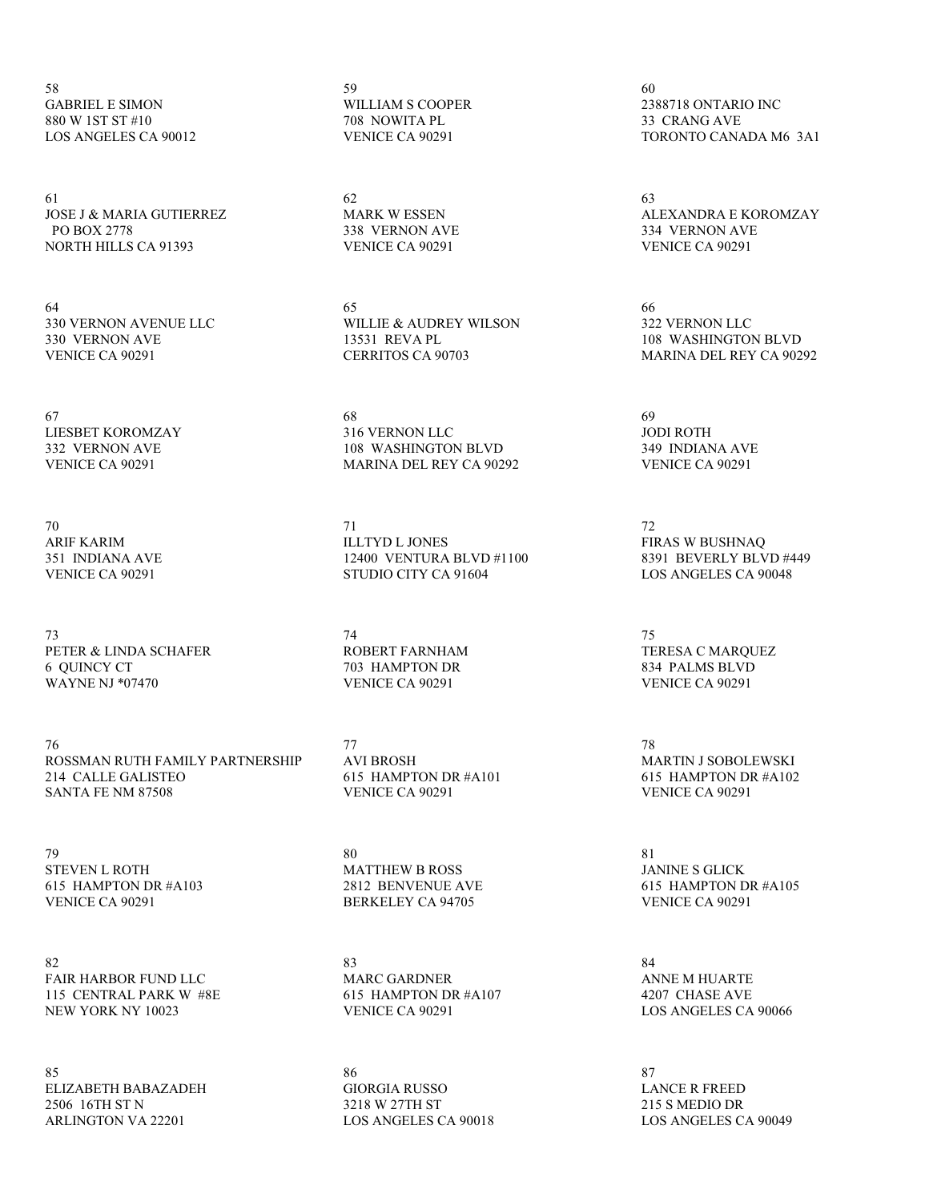58
GABRIEL E SIMON
880 W 1ST ST #10
LOS ANGELES CA 90012

59
WILLIAM S COOPER
708 NOWITA PL
VENICE CA 90291

60
2388718 ONTARIO INC
33 CRANG AVE
TORONTO CANADA M6 3A1

61
JOSE J & MARIA GUTIERREZ
PO BOX 2778
NORTH HILLS CA 91393

62
MARK W ESSEN
338 VERNON AVE
VENICE CA 90291

63
ALEXANDRA E KOROMZAY
334 VERNON AVE
VENICE CA 90291

64
330 VERNON AVENUE LLC
330 VERNON AVE
VENICE CA 90291

65
WILLIE & AUDREY WILSON
13531 REVA PL
CERRITOS CA 90703

66
322 VERNON LLC
108 WASHINGTON BLVD
MARINA DEL REY CA 90292

67
LIESBET KOROMZAY
332 VERNON AVE
VENICE CA 90291

68
316 VERNON LLC
108 WASHINGTON BLVD
MARINA DEL REY CA 90292

69
JODI ROTH
349 INDIANA AVE
VENICE CA 90291

70
ARIF KARIM
351 INDIANA AVE
VENICE CA 90291

71
ILLTYD L JONES
12400 VENTURA BLVD #1100
STUDIO CITY CA 91604

72
FIRAS W BUSHNAQ
8391 BEVERLY BLVD #449
LOS ANGELES CA 90048

73
PETER & LINDA SCHAFER
6 QUINCY CT
WAYNE NJ *07470

74
ROBERT FARNHAM
703 HAMPTON DR
VENICE CA 90291

75
TERESA C MARQUEZ
834 PALMS BLVD
VENICE CA 90291

76
ROSSMAN RUTH FAMILY PARTNERSHIP
214 CALLE GALISTEO
SANTA FE NM 87508

77
AVI BROSH
615 HAMPTON DR #A101
VENICE CA 90291

78
MARTIN J SOBOLEWSKI
615 HAMPTON DR #A102
VENICE CA 90291

79
STEVEN L ROTH
615 HAMPTON DR #A103
VENICE CA 90291

80
MATTHEW B ROSS
2812 BENVENUE AVE
BERKELEY CA 94705

81
JANINE S GLICK
615 HAMPTON DR #A105
VENICE CA 90291

82
FAIR HARBOR FUND LLC
115 CENTRAL PARK W #8E
NEW YORK NY 10023

83
MARC GARDNER
615 HAMPTON DR #A107
VENICE CA 90291

84
ANNE M HUARTE
4207 CHASE AVE
LOS ANGELES CA 90066

85
ELIZABETH BABAZADEH
2506 16TH ST N
ARLINGTON VA 22201

86
GIORGIA RUSSO
3218 W 27TH ST
LOS ANGELES CA 90018

87
LANCE R FREED
215 S MEDIO DR
LOS ANGELES CA 90049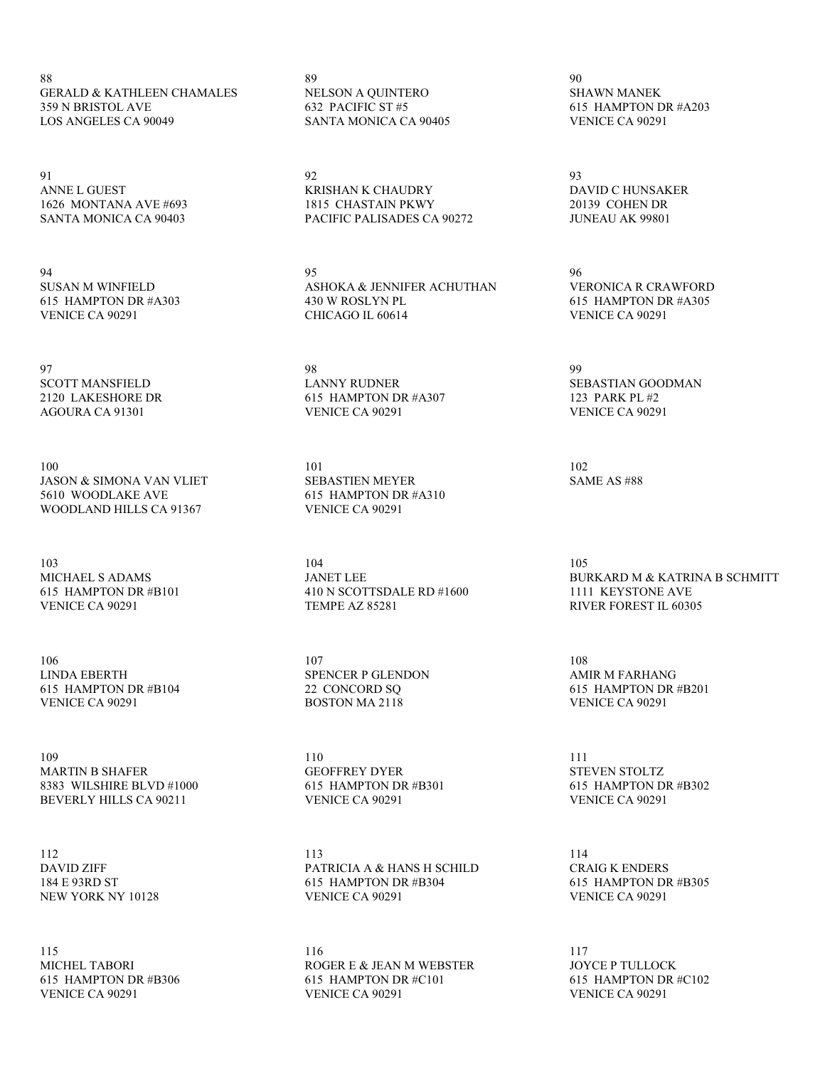88
GERALD & KATHLEEN CHAMALES
359 N BRISTOL AVE
LOS ANGELES CA 90049

89
NELSON A QUINTERO
632 PACIFIC ST #5
SANTA MONICA CA 90405

90
SHAWN MANEK
615 HAMPTON DR #A203
VENICE CA 90291

91
ANNE L GUEST
1626 MONTANA AVE #693
SANTA MONICA CA 90403

92
KRISHAN K CHAUDRY
1815 CHASTAIN PKWY
PACIFIC PALISADES CA 90272

93
DAVID C HUNSAKER
20139 COHEN DR
JUNEAU AK 99801

94
SUSAN M WINFIELD
615 HAMPTON DR #A303
VENICE CA 90291

95
ASHOKA & JENNIFER ACHUTHAN
430 W ROSLYN PL
CHICAGO IL 60614

96
VERONICA R CRAWFORD
615 HAMPTON DR #A305
VENICE CA 90291

97
SCOTT MANSFIELD
2120 LAKESHORE DR
AGOURA CA 91301

98
LANNY RUDNER
615 HAMPTON DR #A307
VENICE CA 90291

99
SEBASTIAN GOODMAN
123 PARK PL #2
VENICE CA 90291

100
JASON & SIMONA VAN VLIET
5610 WOODLAKE AVE
WOODLAND HILLS CA 91367

101
SEBASTIEN MEYER
615 HAMPTON DR #A310
VENICE CA 90291

102
SAME AS #88

103
MICHAEL S ADAMS
615 HAMPTON DR #B101
VENICE CA 90291

104
JANET LEE
410 N SCOTTSDALE RD #1600
TEMPE AZ 85281

105
BURKARD M & KATRINA B SCHMITT
1111 KEYSTONE AVE
RIVER FOREST IL 60305

106
LINDA EBERTH
615 HAMPTON DR #B104
VENICE CA 90291

107
SPENCER P GLENDON
22 CONCORD SQ
BOSTON MA 2118

108
AMIR M FARHANG
615 HAMPTON DR #B201
VENICE CA 90291

109
MARTIN B SHAFER
8383 WILSHIRE BLVD #1000
BEVERLY HILLS CA 90211

110
GEOFFREY DYER
615 HAMPTON DR #B301
VENICE CA 90291

111
STEVEN STOLTZ
615 HAMPTON DR #B302
VENICE CA 90291

112
DAVID ZIFF
184 E 93RD ST
NEW YORK NY 10128

113
PATRICIA A & HANS H SCHILD
615 HAMPTON DR #B304
VENICE CA 90291

114
CRAIG K ENDERS
615 HAMPTON DR #B305
VENICE CA 90291

115
MICHEL TABORI
615 HAMPTON DR #B306
VENICE CA 90291

116
ROGER E & JEAN M WEBSTER
615 HAMPTON DR #C101
VENICE CA 90291

117
JOYCE P TULLOCK
615 HAMPTON DR #C102
VENICE CA 90291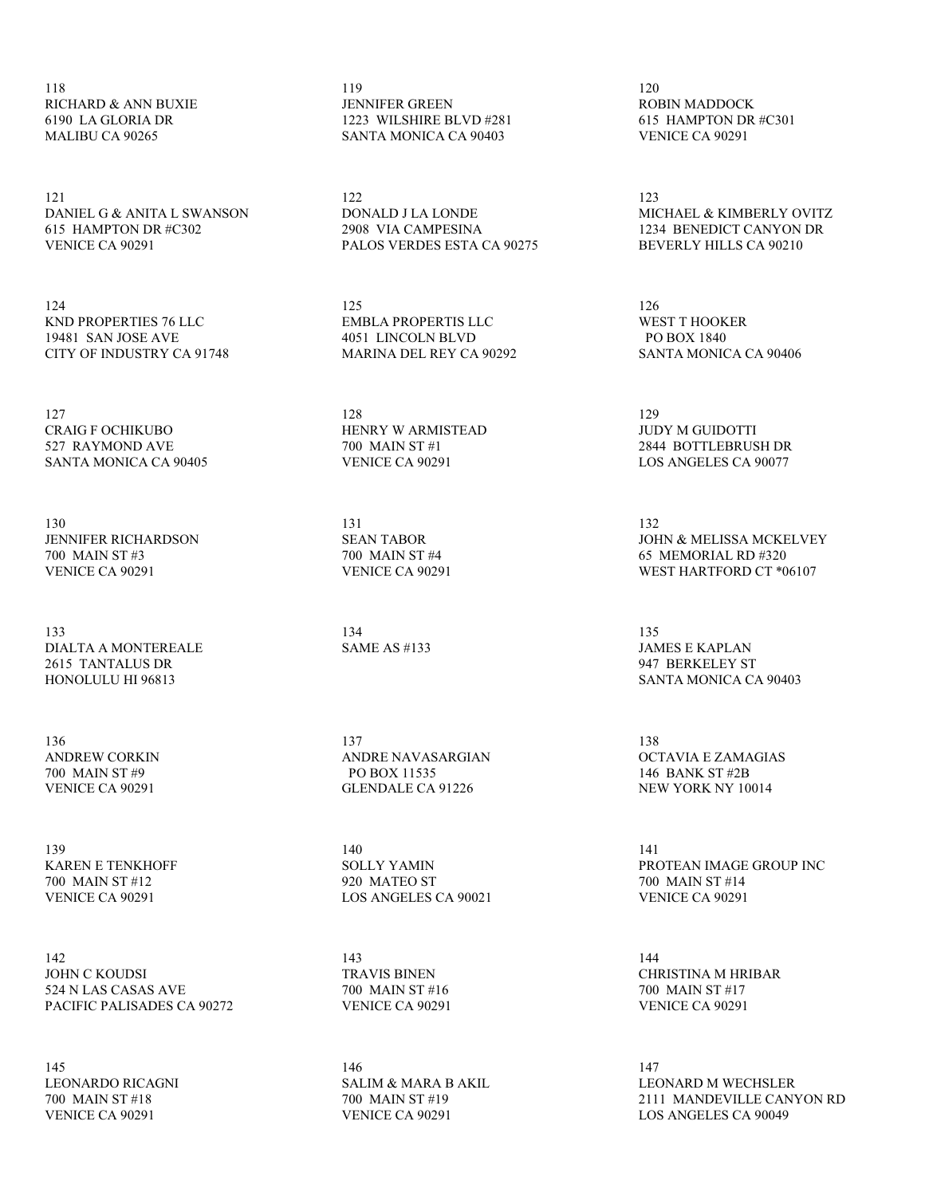118
RICHARD & ANN BUXIE
6190 LA GLORIA DR
MALIBU CA 90265

119
JENNIFER GREEN
1223 WILSHIRE BLVD #281
SANTA MONICA CA 90403

120
ROBIN MADDOCK
615 HAMPTON DR #C301
VENICE CA 90291

121
DANIEL G & ANITA L SWANSON
615 HAMPTON DR #C302
VENICE CA 90291

122
DONALD J LA LONDE
2908 VIA CAMPESINA
PALOS VERDES ESTA CA 90275

123
MICHAEL & KIMBERLY OVITZ
1234 BENEDICT CANYON DR
BEVERLY HILLS CA 90210

124
KND PROPERTIES 76 LLC
19481 SAN JOSE AVE
CITY OF INDUSTRY CA 91748

125
EMBLA PROPERTIS LLC
4051 LINCOLN BLVD
MARINA DEL REY CA 90292

126
WEST T HOOKER
PO BOX 1840
SANTA MONICA CA 90406

127
CRAIG F OCHIKUBO
527 RAYMOND AVE
SANTA MONICA CA 90405

128
HENRY W ARMISTEAD
700 MAIN ST #1
VENICE CA 90291

129
JUDY M GUIDOTTI
2844 BOTTLEBRUSH DR
LOS ANGELES CA 90077

130
JENNIFER RICHARDSON
700 MAIN ST #3
VENICE CA 90291

131
SEAN TABOR
700 MAIN ST #4
VENICE CA 90291

132
JOHN & MELISSA MCKELVEY
65 MEMORIAL RD #320
WEST HARTFORD CT *06107

133
DIALTA A MONTEREALE
2615 TANTALUS DR
HONOLULU HI 96813

134
SAME AS #133

135
JAMES E KAPLAN
947 BERKELEY ST
SANTA MONICA CA 90403

136
ANDREW CORKIN
700 MAIN ST #9
VENICE CA 90291

137
ANDRE NAVASARGIAN
PO BOX 11535
GLENDALE CA 91226

138
OCTAVIA E ZAMAGIAS
146 BANK ST #2B
NEW YORK NY 10014

139
KAREN E TENKHOFF
700 MAIN ST #12
VENICE CA 90291

140
SOLLY YAMIN
920 MATEO ST
LOS ANGELES CA 90021

141
PROTEAN IMAGE GROUP INC
700 MAIN ST #14
VENICE CA 90291

142
JOHN C KOUDSI
524 N LAS CASAS AVE
PACIFIC PALISADES CA 90272

143
TRAVIS BINEN
700 MAIN ST #16
VENICE CA 90291

144
CHRISTINA M HRIBAR
700 MAIN ST #17
VENICE CA 90291

145
LEONARDO RICAGNI
700 MAIN ST #18
VENICE CA 90291

146
SALIM & MARA B AKIL
700 MAIN ST #19
VENICE CA 90291

147
LEONARD M WECHSLER
2111 MANDEVILLE CANYON RD
LOS ANGELES CA 90049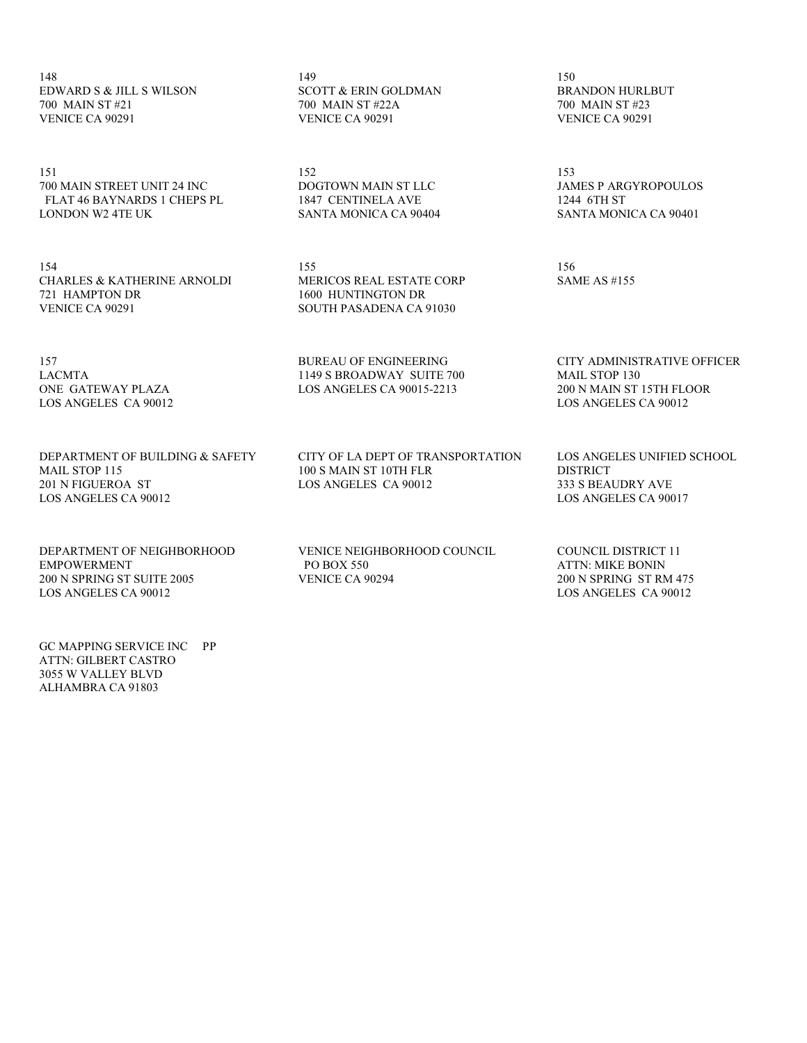148
EDWARD S & JILL S WILSON
700 MAIN ST #21
VENICE CA 90291

149
SCOTT & ERIN GOLDMAN
700 MAIN ST #22A
VENICE CA 90291

150
BRANDON HURLBUT
700 MAIN ST #23
VENICE CA 90291

151
700 MAIN STREET UNIT 24 INC
FLAT 46 BAYNARDS 1 CHEPS PL
LONDON W2 4TE UK

152
DOGTOWN MAIN ST LLC
1847 CENTINELA AVE
SANTA MONICA CA 90404

153
JAMES P ARGYROPOULOS
1244 6TH ST
SANTA MONICA CA 90401

154
CHARLES & KATHERINE ARNOLDI
721 HAMPTON DR
VENICE CA 90291

155
MERICOS REAL ESTATE CORP
1600 HUNTINGTON DR
SOUTH PASADENA CA 91030

156
SAME AS #155

157
LACMTA
ONE GATEWAY PLAZA
LOS ANGELES CA 90012

BUREAU OF ENGINEERING
1149 S BROADWAY SUITE 700
LOS ANGELES CA 90015-2213

CITY ADMINISTRATIVE OFFICER
MAIL STOP 130
200 N MAIN ST 15TH FLOOR
LOS ANGELES CA 90012

DEPARTMENT OF BUILDING & SAFETY
MAIL STOP 115
201 N FIGUEROA ST
LOS ANGELES CA 90012

CITY OF LA DEPT OF TRANSPORTATION
100 S MAIN ST 10TH FLR
LOS ANGELES CA 90012

LOS ANGELES UNIFIED SCHOOL DISTRICT
333 S BEAUDRY AVE
LOS ANGELES CA 90017

DEPARTMENT OF NEIGHBORHOOD EMPOWERMENT
200 N SPRING ST SUITE 2005
LOS ANGELES CA 90012

VENICE NEIGHBORHOOD COUNCIL
PO BOX 550
VENICE CA 90294

COUNCIL DISTRICT 11
ATTN: MIKE BONIN
200 N SPRING ST RM 475
LOS ANGELES CA 90012

GC MAPPING SERVICE INC PP
ATTN: GILBERT CASTRO
3055 W VALLEY BLVD
ALHAMBRA CA 91803